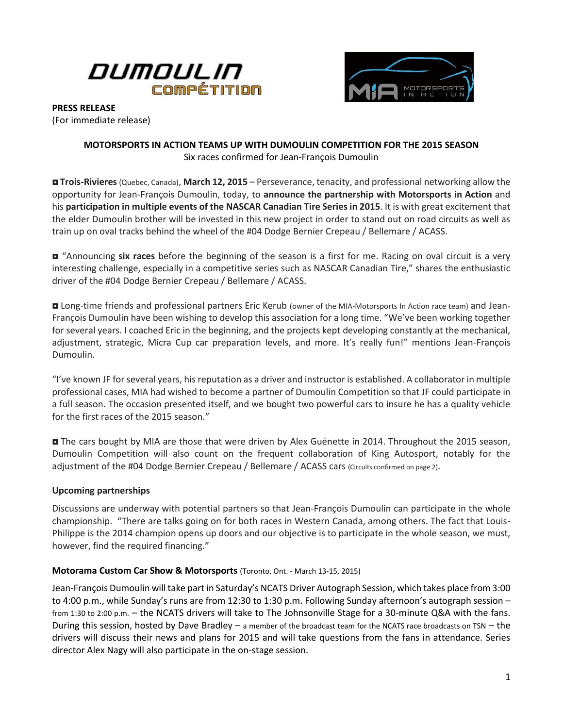**PRESS RELEASE**
(For immediate release)

**MOTORSPORTS IN ACTION TEAMS UP WITH DUMOULIN COMPETITION FOR THE 2015 SEASON**
Six races confirmed for Jean-François Dumoulin

◘ **Trois-Rivieres** (Quebec, Canada), **March 12, 2015** – Perseverance, tenacity, and professional networking allow the opportunity for Jean-François Dumoulin, today, to **announce the partnership with Motorsports in Action** and his **participation in multiple events of the NASCAR Canadian Tire Series in 2015**. It is with great excitement that the elder Dumoulin brother will be invested in this new project in order to stand out on road circuits as well as train up on oval tracks behind the wheel of the #04 Dodge Bernier Crepeau / Bellemare / ACASS.

◘ "Announcing **six races** before the beginning of the season is a first for me. Racing on oval circuit is a very interesting challenge, especially in a competitive series such as NASCAR Canadian Tire," shares the enthusiastic driver of the #04 Dodge Bernier Crepeau / Bellemare / ACASS.

◘ Long-time friends and professional partners Eric Kerub (owner of the MIA-Motorsports In Action race team) and Jean-François Dumoulin have been wishing to develop this association for a long time. "We've been working together for several years. I coached Eric in the beginning, and the projects kept developing constantly at the mechanical, adjustment, strategic, Micra Cup car preparation levels, and more. It's really fun!" mentions Jean-François Dumoulin.

"I've known JF for several years, his reputation as a driver and instructor is established. A collaborator in multiple professional cases, MIA had wished to become a partner of Dumoulin Competition so that JF could participate in a full season. The occasion presented itself, and we bought two powerful cars to insure he has a quality vehicle for the first races of the 2015 season."

◘ The cars bought by MIA are those that were driven by Alex Guénette in 2014. Throughout the 2015 season, Dumoulin Competition will also count on the frequent collaboration of King Autosport, notably for the adjustment of the #04 Dodge Bernier Crepeau / Bellemare / ACASS cars (Circuits confirmed on page 2).

### Upcoming partnerships

Discussions are underway with potential partners so that Jean-François Dumoulin can participate in the whole championship. "There are talks going on for both races in Western Canada, among others. The fact that Louis-Philippe is the 2014 champion opens up doors and our objective is to participate in the whole season, we must, however, find the required financing."

### Motorama Custom Car Show & Motorsports (Toronto, Ont. - March 13-15, 2015)

Jean-François Dumoulin will take part in Saturday's NCATS Driver Autograph Session, which takes place from 3:00 to 4:00 p.m., while Sunday's runs are from 12:30 to 1:30 p.m. Following Sunday afternoon's autograph session – from 1:30 to 2:00 p.m. – the NCATS drivers will take to The Johnsonville Stage for a 30-minute Q&A with the fans. During this session, hosted by Dave Bradley – a member of the broadcast team for the NCATS race broadcasts on TSN – the drivers will discuss their news and plans for 2015 and will take questions from the fans in attendance. Series director Alex Nagy will also participate in the on-stage session.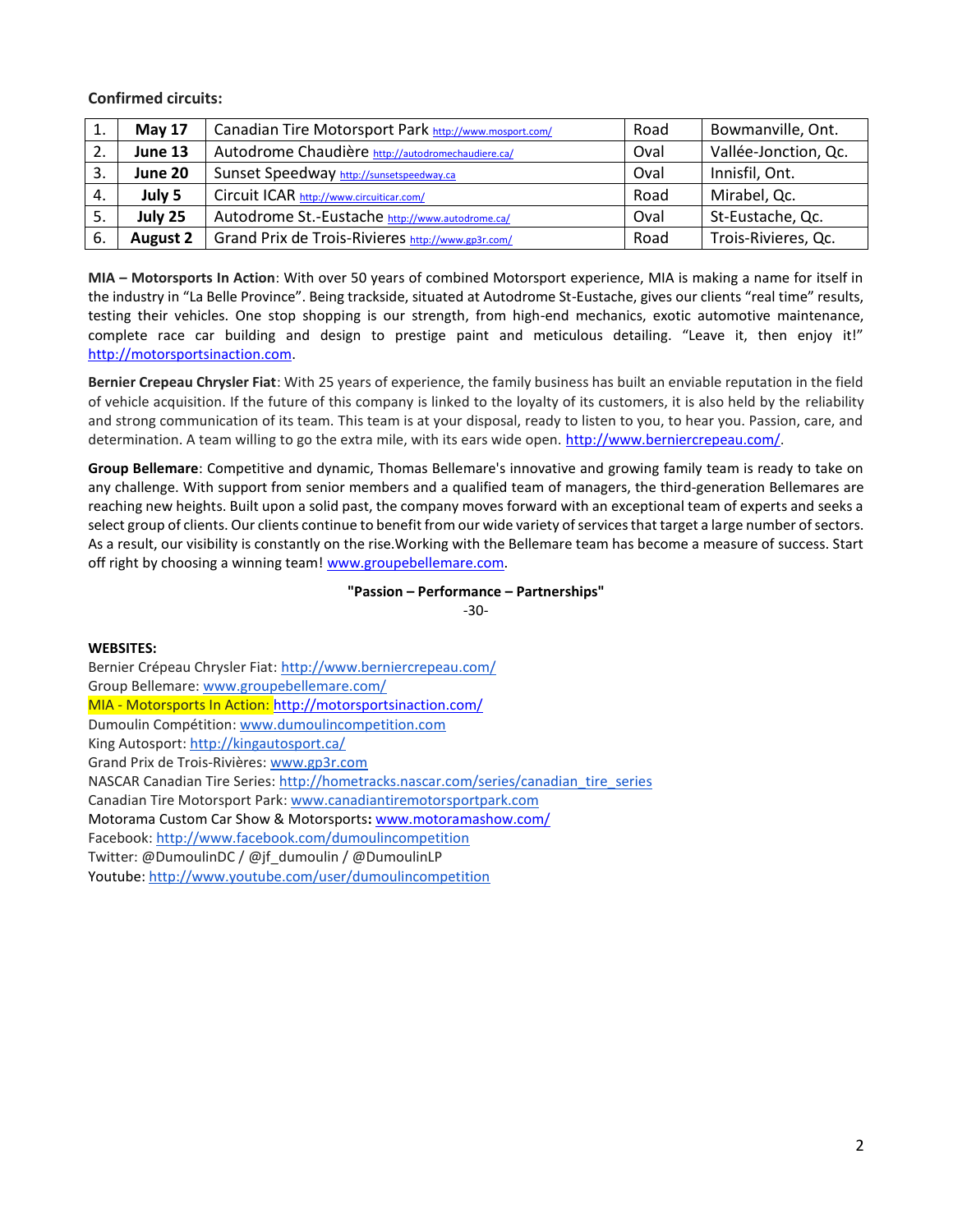**Confirmed circuits:**

| | | | | |
|---|---|---|---|---|
| 1. | **May 17** | Canadian Tire Motorsport Park http://www.mosport.com/ | Road | Bowmanville, Ont. |
| 2. | **June 13** | Autodrome Chaudière http://autodromechaudiere.ca/ | Oval | Vallée-Jonction, Qc. |
| 3. | **June 20** | Sunset Speedway http://sunsetspeedway.ca | Oval | Innisfil, Ont. |
| 4. | **July 5** | Circuit ICAR http://www.circuiticar.com/ | Road | Mirabel, Qc. |
| 5. | **July 25** | Autodrome St.-Eustache http://www.autodrome.ca/ | Oval | St-Eustache, Qc. |
| 6. | **August 2** | Grand Prix de Trois-Rivieres http://www.gp3r.com/ | Road | Trois-Rivieres, Qc. |

**MIA – Motorsports In Action**: With over 50 years of combined Motorsport experience, MIA is making a name for itself in the industry in "La Belle Province". Being trackside, situated at Autodrome St-Eustache, gives our clients "real time" results, testing their vehicles. One stop shopping is our strength, from high-end mechanics, exotic automotive maintenance, complete race car building and design to prestige paint and meticulous detailing. "Leave it, then enjoy it!" http://motorsportsinaction.com.

**Bernier Crepeau Chrysler Fiat**: With 25 years of experience, the family business has built an enviable reputation in the field of vehicle acquisition. If the future of this company is linked to the loyalty of its customers, it is also held by the reliability and strong communication of its team. This team is at your disposal, ready to listen to you, to hear you. Passion, care, and determination. A team willing to go the extra mile, with its ears wide open. http://www.berniercrepeau.com/.

**Group Bellemare**: Competitive and dynamic, Thomas Bellemare's innovative and growing family team is ready to take on any challenge. With support from senior members and a qualified team of managers, the third-generation Bellemares are reaching new heights. Built upon a solid past, the company moves forward with an exceptional team of experts and seeks a select group of clients. Our clients continue to benefit from our wide variety of services that target a large number of sectors. As a result, our visibility is constantly on the rise.Working with the Bellemare team has become a measure of success. Start off right by choosing a winning team! www.groupebellemare.com.

**"Passion – Performance – Partnerships"**

-30-

**WEBSITES:**

Bernier Crépeau Chrysler Fiat: http://www.berniercrepeau.com/
Group Bellemare: www.groupebellemare.com/
MIA - Motorsports In Action: http://motorsportsinaction.com/
Dumoulin Compétition: www.dumoulincompetition.com
King Autosport: http://kingautosport.ca/
Grand Prix de Trois-Rivières: www.gp3r.com
NASCAR Canadian Tire Series: http://hometracks.nascar.com/series/canadian_tire_series
Canadian Tire Motorsport Park: www.canadiantiremotorsportpark.com
Motorama Custom Car Show & Motorsports**:** www.motoramashow.com/
Facebook: http://www.facebook.com/dumoulincompetition
Twitter: @DumoulinDC / @jf_dumoulin / @DumoulinLP
Youtube: http://www.youtube.com/user/dumoulincompetition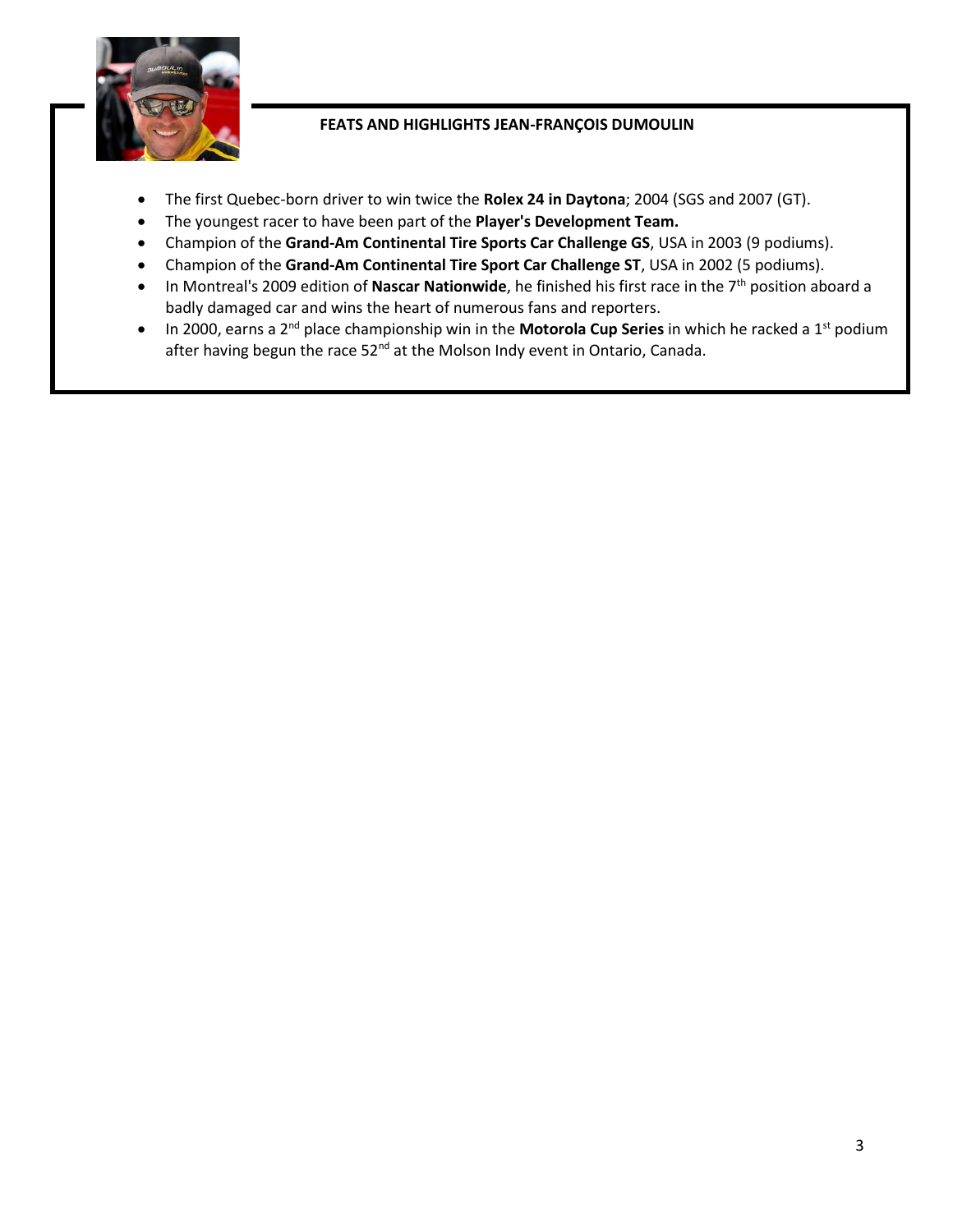**FEATS AND HIGHLIGHTS JEAN-FRANÇOIS DUMOULIN**

- The first Quebec-born driver to win twice the **Rolex 24 in Daytona**; 2004 (SGS and 2007 (GT).
- The youngest racer to have been part of the **Player's Development Team.**
- Champion of the **Grand-Am Continental Tire Sports Car Challenge GS**, USA in 2003 (9 podiums).
- Champion of the **Grand-Am Continental Tire Sport Car Challenge ST**, USA in 2002 (5 podiums).
- In Montreal's 2009 edition of **Nascar Nationwide**, he finished his first race in the 7th position aboard a badly damaged car and wins the heart of numerous fans and reporters.
- In 2000, earns a 2nd place championship win in the **Motorola Cup Series** in which he racked a 1st podium after having begun the race 52nd at the Molson Indy event in Ontario, Canada.